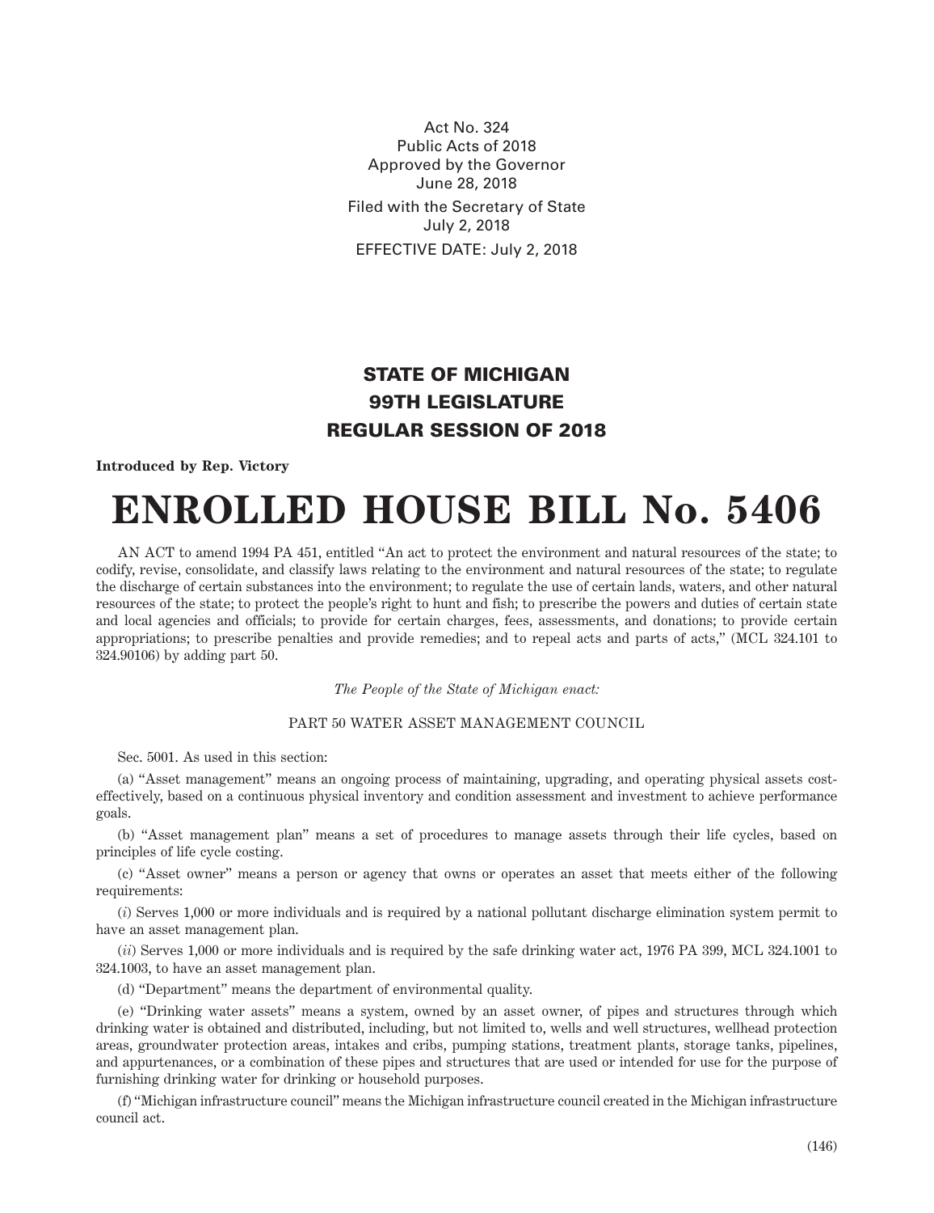Act No. 324
Public Acts of 2018
Approved by the Governor
June 28, 2018

Filed with the Secretary of State
July 2, 2018

EFFECTIVE DATE: July 2, 2018

## STATE OF MICHIGAN
## 99TH LEGISLATURE
## REGULAR SESSION OF 2018

**Introduced by Rep. Victory**

# ENROLLED HOUSE BILL No. 5406

AN ACT to amend 1994 PA 451, entitled "An act to protect the environment and natural resources of the state; to codify, revise, consolidate, and classify laws relating to the environment and natural resources of the state; to regulate the discharge of certain substances into the environment; to regulate the use of certain lands, waters, and other natural resources of the state; to protect the people's right to hunt and fish; to prescribe the powers and duties of certain state and local agencies and officials; to provide for certain charges, fees, assessments, and donations; to provide certain appropriations; to prescribe penalties and provide remedies; and to repeal acts and parts of acts," (MCL 324.101 to 324.90106) by adding part 50.

*The People of the State of Michigan enact:*

PART 50 WATER ASSET MANAGEMENT COUNCIL

Sec. 5001. As used in this section:

(a) "Asset management" means an ongoing process of maintaining, upgrading, and operating physical assets cost-effectively, based on a continuous physical inventory and condition assessment and investment to achieve performance goals.

(b) "Asset management plan" means a set of procedures to manage assets through their life cycles, based on principles of life cycle costing.

(c) "Asset owner" means a person or agency that owns or operates an asset that meets either of the following requirements:

(*i*) Serves 1,000 or more individuals and is required by a national pollutant discharge elimination system permit to have an asset management plan.

(*ii*) Serves 1,000 or more individuals and is required by the safe drinking water act, 1976 PA 399, MCL 324.1001 to 324.1003, to have an asset management plan.

(d) "Department" means the department of environmental quality.

(e) "Drinking water assets" means a system, owned by an asset owner, of pipes and structures through which drinking water is obtained and distributed, including, but not limited to, wells and well structures, wellhead protection areas, groundwater protection areas, intakes and cribs, pumping stations, treatment plants, storage tanks, pipelines, and appurtenances, or a combination of these pipes and structures that are used or intended for use for the purpose of furnishing drinking water for drinking or household purposes.

(f) "Michigan infrastructure council" means the Michigan infrastructure council created in the Michigan infrastructure council act.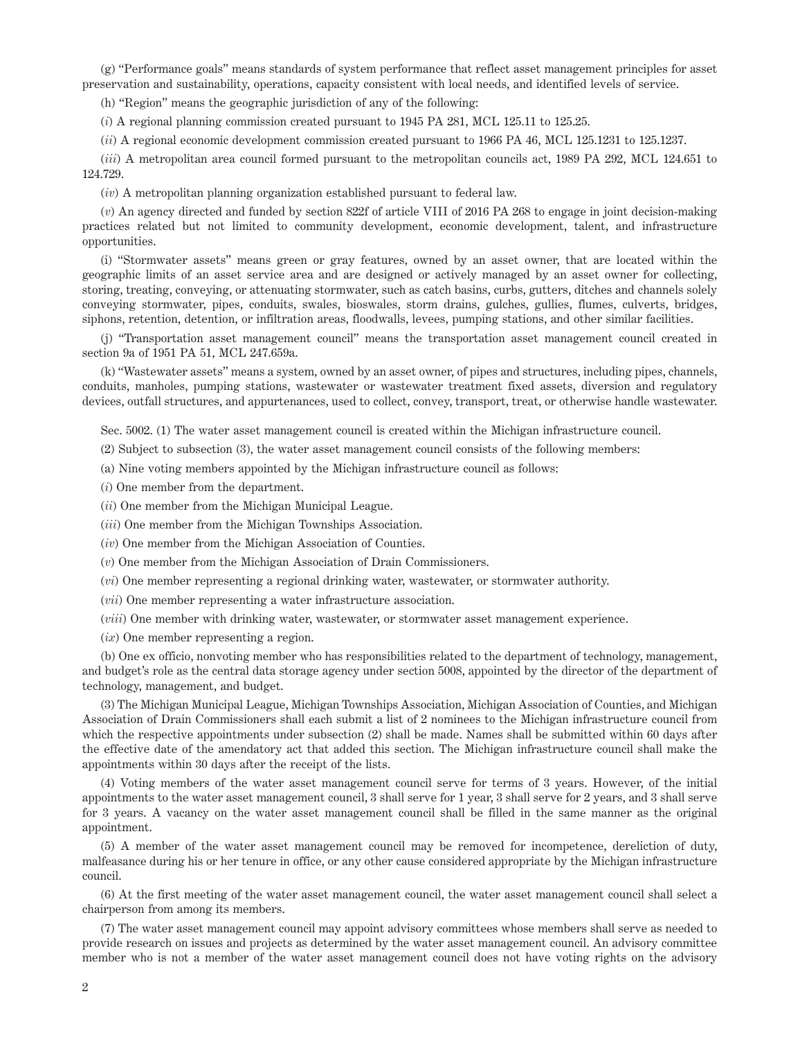(g) "Performance goals" means standards of system performance that reflect asset management principles for asset preservation and sustainability, operations, capacity consistent with local needs, and identified levels of service.

(h) "Region" means the geographic jurisdiction of any of the following:

(*i*) A regional planning commission created pursuant to 1945 PA 281, MCL 125.11 to 125.25.

(*ii*) A regional economic development commission created pursuant to 1966 PA 46, MCL 125.1231 to 125.1237.

(*iii*) A metropolitan area council formed pursuant to the metropolitan councils act, 1989 PA 292, MCL 124.651 to 124.729.

(*iv*) A metropolitan planning organization established pursuant to federal law.

(*v*) An agency directed and funded by section 822f of article VIII of 2016 PA 268 to engage in joint decision-making practices related but not limited to community development, economic development, talent, and infrastructure opportunities.

(i) "Stormwater assets" means green or gray features, owned by an asset owner, that are located within the geographic limits of an asset service area and are designed or actively managed by an asset owner for collecting, storing, treating, conveying, or attenuating stormwater, such as catch basins, curbs, gutters, ditches and channels solely conveying stormwater, pipes, conduits, swales, bioswales, storm drains, gulches, gullies, flumes, culverts, bridges, siphons, retention, detention, or infiltration areas, floodwalls, levees, pumping stations, and other similar facilities.

(j) "Transportation asset management council" means the transportation asset management council created in section 9a of 1951 PA 51, MCL 247.659a.

(k) "Wastewater assets" means a system, owned by an asset owner, of pipes and structures, including pipes, channels, conduits, manholes, pumping stations, wastewater or wastewater treatment fixed assets, diversion and regulatory devices, outfall structures, and appurtenances, used to collect, convey, transport, treat, or otherwise handle wastewater.

Sec. 5002. (1) The water asset management council is created within the Michigan infrastructure council.

(2) Subject to subsection (3), the water asset management council consists of the following members:

(a) Nine voting members appointed by the Michigan infrastructure council as follows:

(*i*) One member from the department.

(*ii*) One member from the Michigan Municipal League.

(*iii*) One member from the Michigan Townships Association.

(*iv*) One member from the Michigan Association of Counties.

(*v*) One member from the Michigan Association of Drain Commissioners.

(*vi*) One member representing a regional drinking water, wastewater, or stormwater authority.

(*vii*) One member representing a water infrastructure association.

(*viii*) One member with drinking water, wastewater, or stormwater asset management experience.

(*ix*) One member representing a region.

(b) One ex officio, nonvoting member who has responsibilities related to the department of technology, management, and budget's role as the central data storage agency under section 5008, appointed by the director of the department of technology, management, and budget.

(3) The Michigan Municipal League, Michigan Townships Association, Michigan Association of Counties, and Michigan Association of Drain Commissioners shall each submit a list of 2 nominees to the Michigan infrastructure council from which the respective appointments under subsection (2) shall be made. Names shall be submitted within 60 days after the effective date of the amendatory act that added this section. The Michigan infrastructure council shall make the appointments within 30 days after the receipt of the lists.

(4) Voting members of the water asset management council serve for terms of 3 years. However, of the initial appointments to the water asset management council, 3 shall serve for 1 year, 3 shall serve for 2 years, and 3 shall serve for 3 years. A vacancy on the water asset management council shall be filled in the same manner as the original appointment.

(5) A member of the water asset management council may be removed for incompetence, dereliction of duty, malfeasance during his or her tenure in office, or any other cause considered appropriate by the Michigan infrastructure council.

(6) At the first meeting of the water asset management council, the water asset management council shall select a chairperson from among its members.

(7) The water asset management council may appoint advisory committees whose members shall serve as needed to provide research on issues and projects as determined by the water asset management council. An advisory committee member who is not a member of the water asset management council does not have voting rights on the advisory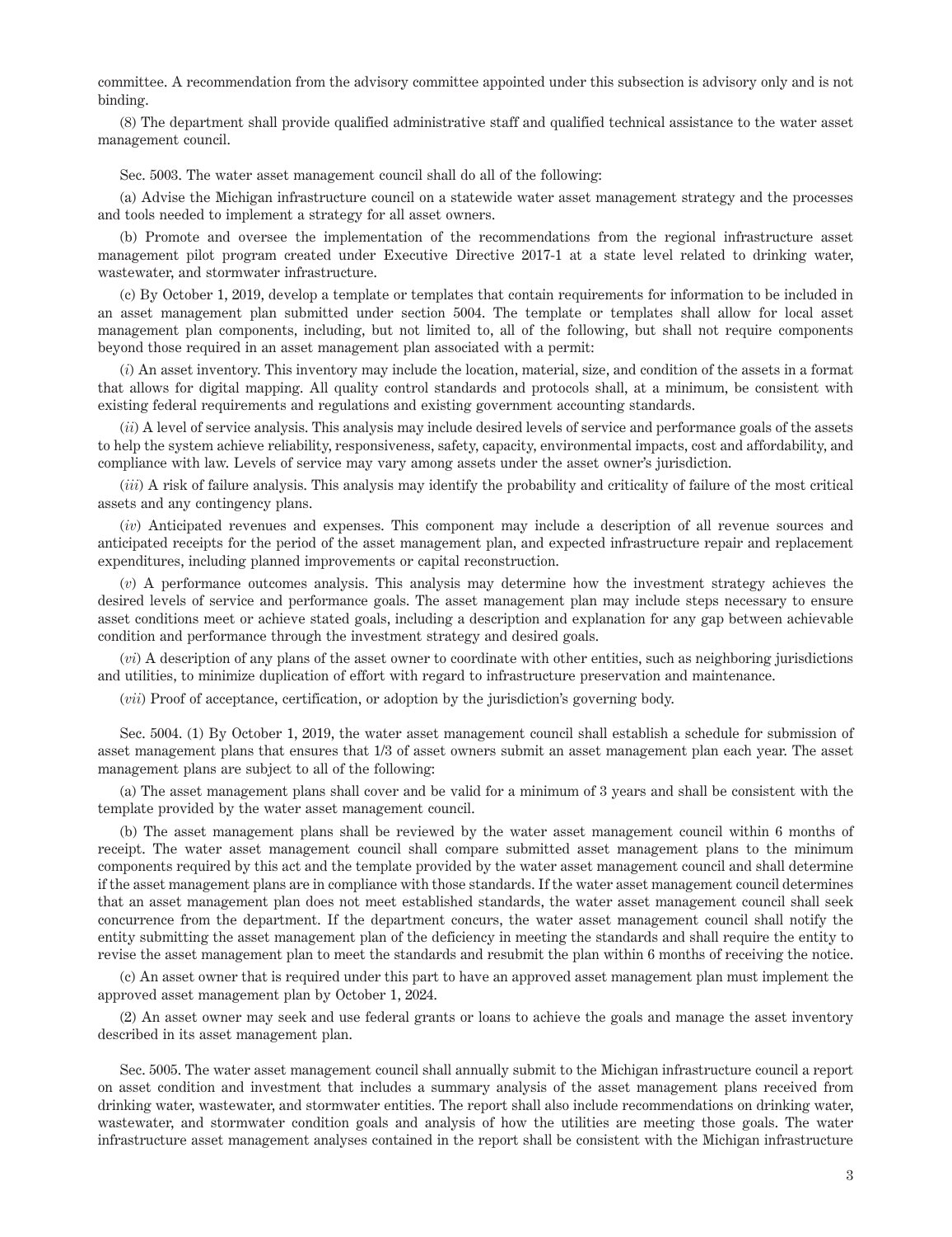committee. A recommendation from the advisory committee appointed under this subsection is advisory only and is not binding.

(8) The department shall provide qualified administrative staff and qualified technical assistance to the water asset management council.

Sec. 5003. The water asset management council shall do all of the following:

(a) Advise the Michigan infrastructure council on a statewide water asset management strategy and the processes and tools needed to implement a strategy for all asset owners.

(b) Promote and oversee the implementation of the recommendations from the regional infrastructure asset management pilot program created under Executive Directive 2017-1 at a state level related to drinking water, wastewater, and stormwater infrastructure.

(c) By October 1, 2019, develop a template or templates that contain requirements for information to be included in an asset management plan submitted under section 5004. The template or templates shall allow for local asset management plan components, including, but not limited to, all of the following, but shall not require components beyond those required in an asset management plan associated with a permit:

(*i*) An asset inventory. This inventory may include the location, material, size, and condition of the assets in a format that allows for digital mapping. All quality control standards and protocols shall, at a minimum, be consistent with existing federal requirements and regulations and existing government accounting standards.

(*ii*) A level of service analysis. This analysis may include desired levels of service and performance goals of the assets to help the system achieve reliability, responsiveness, safety, capacity, environmental impacts, cost and affordability, and compliance with law. Levels of service may vary among assets under the asset owner's jurisdiction.

(*iii*) A risk of failure analysis. This analysis may identify the probability and criticality of failure of the most critical assets and any contingency plans.

(*iv*) Anticipated revenues and expenses. This component may include a description of all revenue sources and anticipated receipts for the period of the asset management plan, and expected infrastructure repair and replacement expenditures, including planned improvements or capital reconstruction.

(*v*) A performance outcomes analysis. This analysis may determine how the investment strategy achieves the desired levels of service and performance goals. The asset management plan may include steps necessary to ensure asset conditions meet or achieve stated goals, including a description and explanation for any gap between achievable condition and performance through the investment strategy and desired goals.

(*vi*) A description of any plans of the asset owner to coordinate with other entities, such as neighboring jurisdictions and utilities, to minimize duplication of effort with regard to infrastructure preservation and maintenance.

(*vii*) Proof of acceptance, certification, or adoption by the jurisdiction's governing body.

Sec. 5004. (1) By October 1, 2019, the water asset management council shall establish a schedule for submission of asset management plans that ensures that 1/3 of asset owners submit an asset management plan each year. The asset management plans are subject to all of the following:

(a) The asset management plans shall cover and be valid for a minimum of 3 years and shall be consistent with the template provided by the water asset management council.

(b) The asset management plans shall be reviewed by the water asset management council within 6 months of receipt. The water asset management council shall compare submitted asset management plans to the minimum components required by this act and the template provided by the water asset management council and shall determine if the asset management plans are in compliance with those standards. If the water asset management council determines that an asset management plan does not meet established standards, the water asset management council shall seek concurrence from the department. If the department concurs, the water asset management council shall notify the entity submitting the asset management plan of the deficiency in meeting the standards and shall require the entity to revise the asset management plan to meet the standards and resubmit the plan within 6 months of receiving the notice.

(c) An asset owner that is required under this part to have an approved asset management plan must implement the approved asset management plan by October 1, 2024.

(2) An asset owner may seek and use federal grants or loans to achieve the goals and manage the asset inventory described in its asset management plan.

Sec. 5005. The water asset management council shall annually submit to the Michigan infrastructure council a report on asset condition and investment that includes a summary analysis of the asset management plans received from drinking water, wastewater, and stormwater entities. The report shall also include recommendations on drinking water, wastewater, and stormwater condition goals and analysis of how the utilities are meeting those goals. The water infrastructure asset management analyses contained in the report shall be consistent with the Michigan infrastructure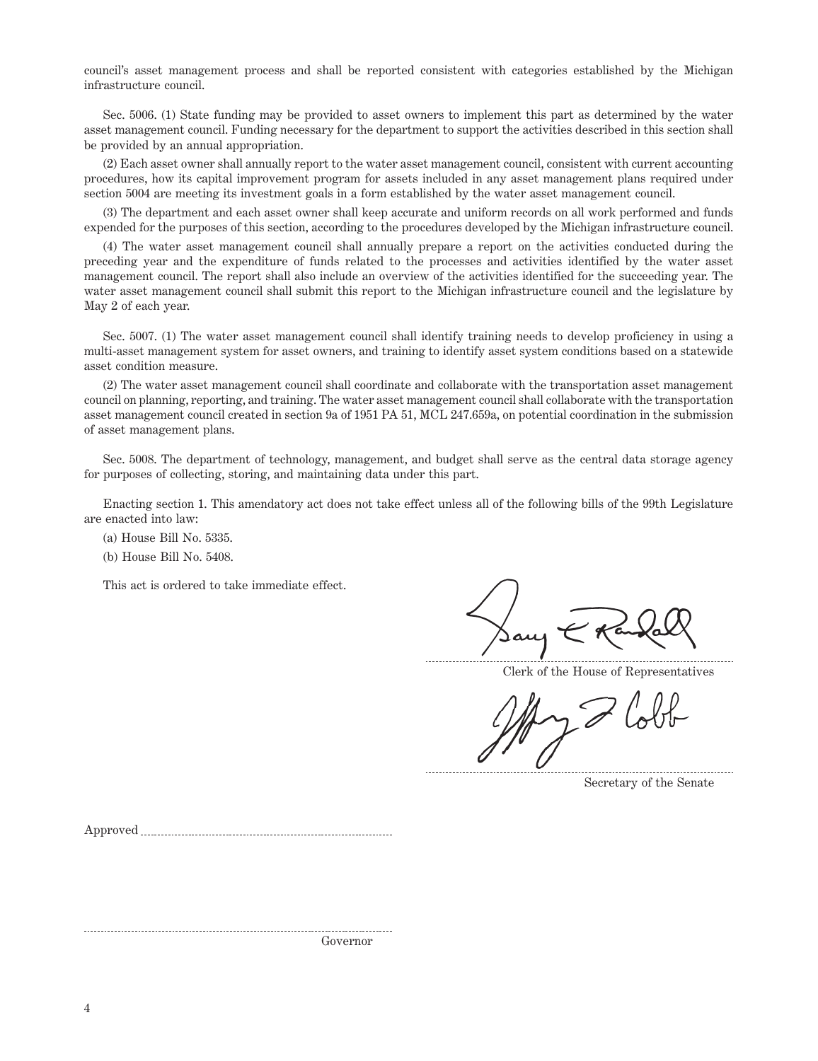council's asset management process and shall be reported consistent with categories established by the Michigan infrastructure council.

Sec. 5006. (1) State funding may be provided to asset owners to implement this part as determined by the water asset management council. Funding necessary for the department to support the activities described in this section shall be provided by an annual appropriation.

(2) Each asset owner shall annually report to the water asset management council, consistent with current accounting procedures, how its capital improvement program for assets included in any asset management plans required under section 5004 are meeting its investment goals in a form established by the water asset management council.

(3) The department and each asset owner shall keep accurate and uniform records on all work performed and funds expended for the purposes of this section, according to the procedures developed by the Michigan infrastructure council.

(4) The water asset management council shall annually prepare a report on the activities conducted during the preceding year and the expenditure of funds related to the processes and activities identified by the water asset management council. The report shall also include an overview of the activities identified for the succeeding year. The water asset management council shall submit this report to the Michigan infrastructure council and the legislature by May 2 of each year.

Sec. 5007. (1) The water asset management council shall identify training needs to develop proficiency in using a multi-asset management system for asset owners, and training to identify asset system conditions based on a statewide asset condition measure.

(2) The water asset management council shall coordinate and collaborate with the transportation asset management council on planning, reporting, and training. The water asset management council shall collaborate with the transportation asset management council created in section 9a of 1951 PA 51, MCL 247.659a, on potential coordination in the submission of asset management plans.

Sec. 5008. The department of technology, management, and budget shall serve as the central data storage agency for purposes of collecting, storing, and maintaining data under this part.

Enacting section 1. This amendatory act does not take effect unless all of the following bills of the 99th Legislature are enacted into law:

(a) House Bill No. 5335.

(b) House Bill No. 5408.

This act is ordered to take immediate effect.

Clerk of the House of Representatives

Secretary of the Senate

Approved ............................................

............................................
Governor